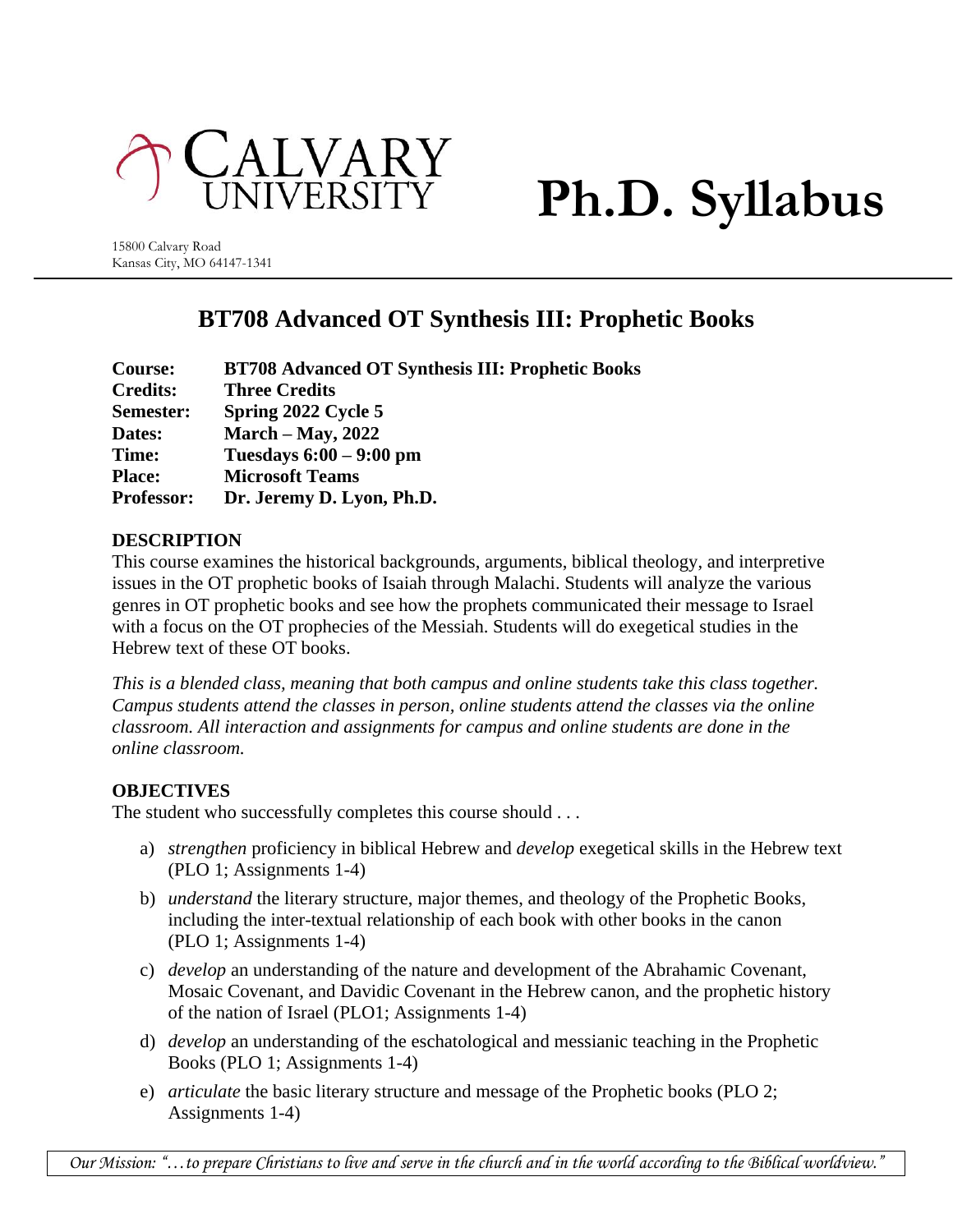CALVARY UNIVERSITY

# Ph.D. Syllabus

15800 Calvary Road
Kansas City, MO 64147-1341

## BT708 Advanced OT Synthesis III: Prophetic Books

**Course:** **BT708 Advanced OT Synthesis III: Prophetic Books**
**Credits:** **Three Credits**
**Semester:** **Spring 2022 Cycle 5**
**Dates:** **March – May, 2022**
**Time:** **Tuesdays 6:00 – 9:00 pm**
**Place:** **Microsoft Teams**
**Professor:** **Dr. Jeremy D. Lyon, Ph.D.**

### DESCRIPTION

This course examines the historical backgrounds, arguments, biblical theology, and interpretive issues in the OT prophetic books of Isaiah through Malachi. Students will analyze the various genres in OT prophetic books and see how the prophets communicated their message to Israel with a focus on the OT prophecies of the Messiah. Students will do exegetical studies in the Hebrew text of these OT books.

*This is a blended class, meaning that both campus and online students take this class together. Campus students attend the classes in person, online students attend the classes via the online classroom. All interaction and assignments for campus and online students are done in the online classroom.*

### OBJECTIVES

The student who successfully completes this course should . . .

a) *strengthen* proficiency in biblical Hebrew and *develop* exegetical skills in the Hebrew text (PLO 1; Assignments 1-4)
b) *understand* the literary structure, major themes, and theology of the Prophetic Books, including the inter-textual relationship of each book with other books in the canon (PLO 1; Assignments 1-4)
c) *develop* an understanding of the nature and development of the Abrahamic Covenant, Mosaic Covenant, and Davidic Covenant in the Hebrew canon, and the prophetic history of the nation of Israel (PLO1; Assignments 1-4)
d) *develop* an understanding of the eschatological and messianic teaching in the Prophetic Books (PLO 1; Assignments 1-4)
e) *articulate* the basic literary structure and message of the Prophetic books (PLO 2; Assignments 1-4)

*Our Mission: "…to prepare Christians to live and serve in the church and in the world according to the Biblical worldview."*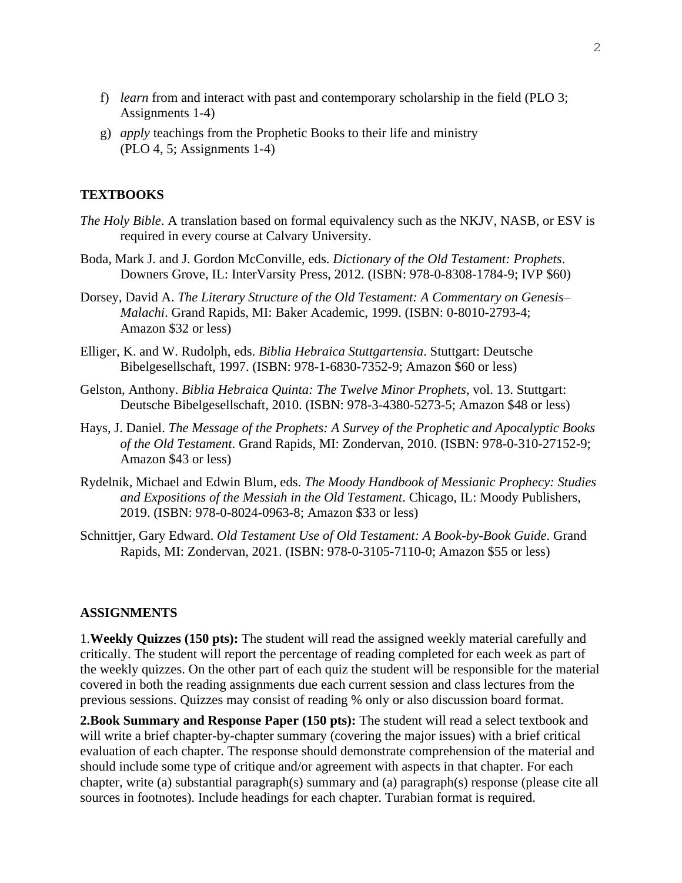f) *learn* from and interact with past and contemporary scholarship in the field (PLO 3; Assignments 1-4)

g) *apply* teachings from the Prophetic Books to their life and ministry (PLO 4, 5; Assignments 1-4)

## TEXTBOOKS

*The Holy Bible*. A translation based on formal equivalency such as the NKJV, NASB, or ESV is required in every course at Calvary University.

Boda, Mark J. and J. Gordon McConville, eds. *Dictionary of the Old Testament: Prophets*. Downers Grove, IL: InterVarsity Press, 2012. (ISBN: 978-0-8308-1784-9; IVP $60)

Dorsey, David A. *The Literary Structure of the Old Testament: A Commentary on Genesis–Malachi*. Grand Rapids, MI: Baker Academic, 1999. (ISBN: 0-8010-2793-4; Amazon $32 or less)

Elliger, K. and W. Rudolph, eds. *Biblia Hebraica Stuttgartensia*. Stuttgart: Deutsche Bibelgesellschaft, 1997. (ISBN: 978-1-6830-7352-9; Amazon $60 or less)

Gelston, Anthony. *Biblia Hebraica Quinta: The Twelve Minor Prophets*, vol. 13. Stuttgart: Deutsche Bibelgesellschaft, 2010. (ISBN: 978-3-4380-5273-5; Amazon $48 or less)

Hays, J. Daniel. *The Message of the Prophets: A Survey of the Prophetic and Apocalyptic Books of the Old Testament*. Grand Rapids, MI: Zondervan, 2010. (ISBN: 978-0-310-27152-9; Amazon $43 or less)

Rydelnik, Michael and Edwin Blum, eds. *The Moody Handbook of Messianic Prophecy: Studies and Expositions of the Messiah in the Old Testament*. Chicago, IL: Moody Publishers, 2019. (ISBN: 978-0-8024-0963-8; Amazon $33 or less)

Schnittjer, Gary Edward. *Old Testament Use of Old Testament: A Book-by-Book Guide*. Grand Rapids, MI: Zondervan, 2021. (ISBN: 978-0-3105-7110-0; Amazon $55 or less)

## ASSIGNMENTS

1.**Weekly Quizzes (150 pts):** The student will read the assigned weekly material carefully and critically. The student will report the percentage of reading completed for each week as part of the weekly quizzes. On the other part of each quiz the student will be responsible for the material covered in both the reading assignments due each current session and class lectures from the previous sessions. Quizzes may consist of reading % only or also discussion board format.

**2.Book Summary and Response Paper (150 pts):** The student will read a select textbook and will write a brief chapter-by-chapter summary (covering the major issues) with a brief critical evaluation of each chapter. The response should demonstrate comprehension of the material and should include some type of critique and/or agreement with aspects in that chapter. For each chapter, write (a) substantial paragraph(s) summary and (a) paragraph(s) response (please cite all sources in footnotes). Include headings for each chapter. Turabian format is required.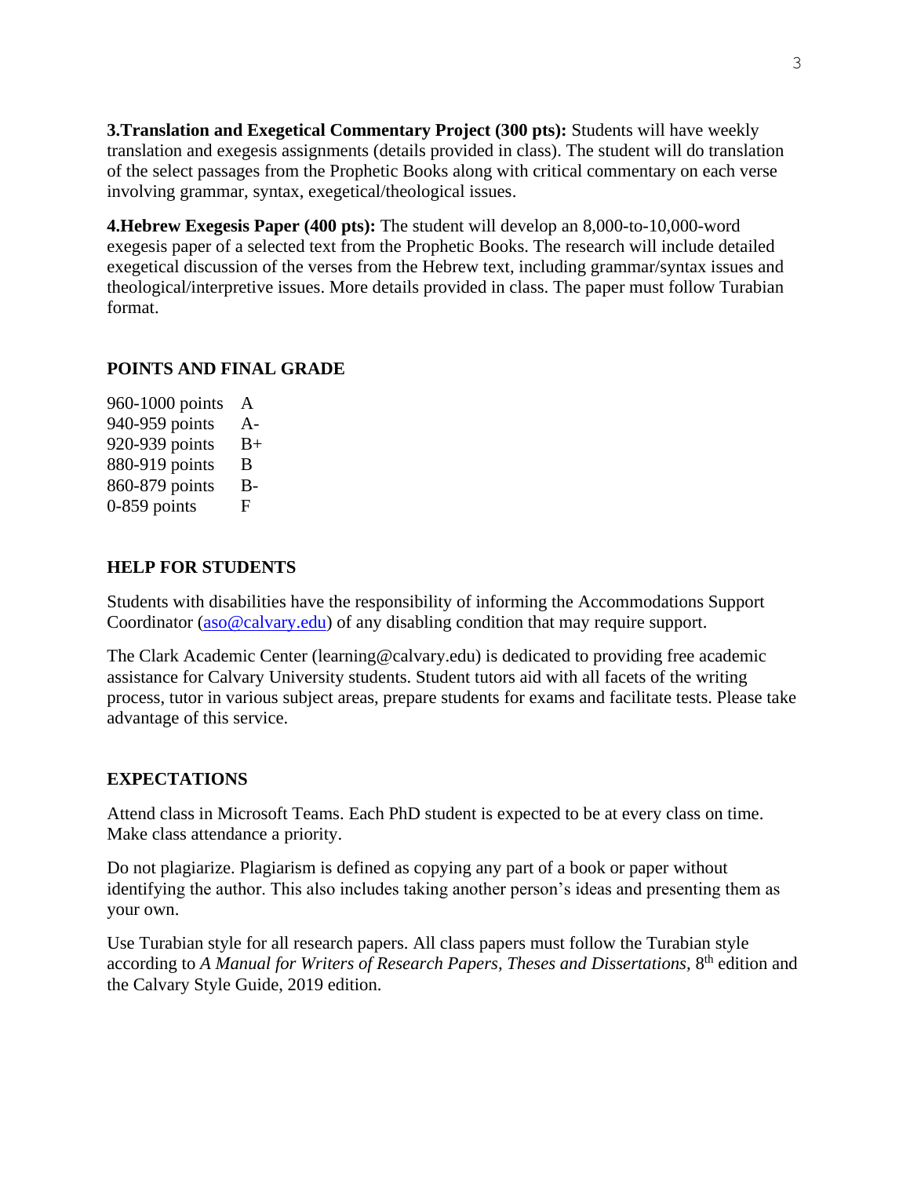**3.Translation and Exegetical Commentary Project (300 pts):** Students will have weekly translation and exegesis assignments (details provided in class). The student will do translation of the select passages from the Prophetic Books along with critical commentary on each verse involving grammar, syntax, exegetical/theological issues.

**4.Hebrew Exegesis Paper (400 pts):** The student will develop an 8,000-to-10,000-word exegesis paper of a selected text from the Prophetic Books. The research will include detailed exegetical discussion of the verses from the Hebrew text, including grammar/syntax issues and theological/interpretive issues. More details provided in class. The paper must follow Turabian format.

## POINTS AND FINAL GRADE

| | |
|---|---|
| 960-1000 points | A |
| 940-959 points | A- |
| 920-939 points | B+ |
| 880-919 points | B |
| 860-879 points | B- |
| 0-859 points | F |

## HELP FOR STUDENTS

Students with disabilities have the responsibility of informing the Accommodations Support Coordinator (aso@calvary.edu) of any disabling condition that may require support.

The Clark Academic Center (learning@calvary.edu) is dedicated to providing free academic assistance for Calvary University students. Student tutors aid with all facets of the writing process, tutor in various subject areas, prepare students for exams and facilitate tests. Please take advantage of this service.

## EXPECTATIONS

Attend class in Microsoft Teams. Each PhD student is expected to be at every class on time. Make class attendance a priority.

Do not plagiarize. Plagiarism is defined as copying any part of a book or paper without identifying the author. This also includes taking another person's ideas and presenting them as your own.

Use Turabian style for all research papers. All class papers must follow the Turabian style according to *A Manual for Writers of Research Papers, Theses and Dissertations*, 8th edition and the Calvary Style Guide, 2019 edition.